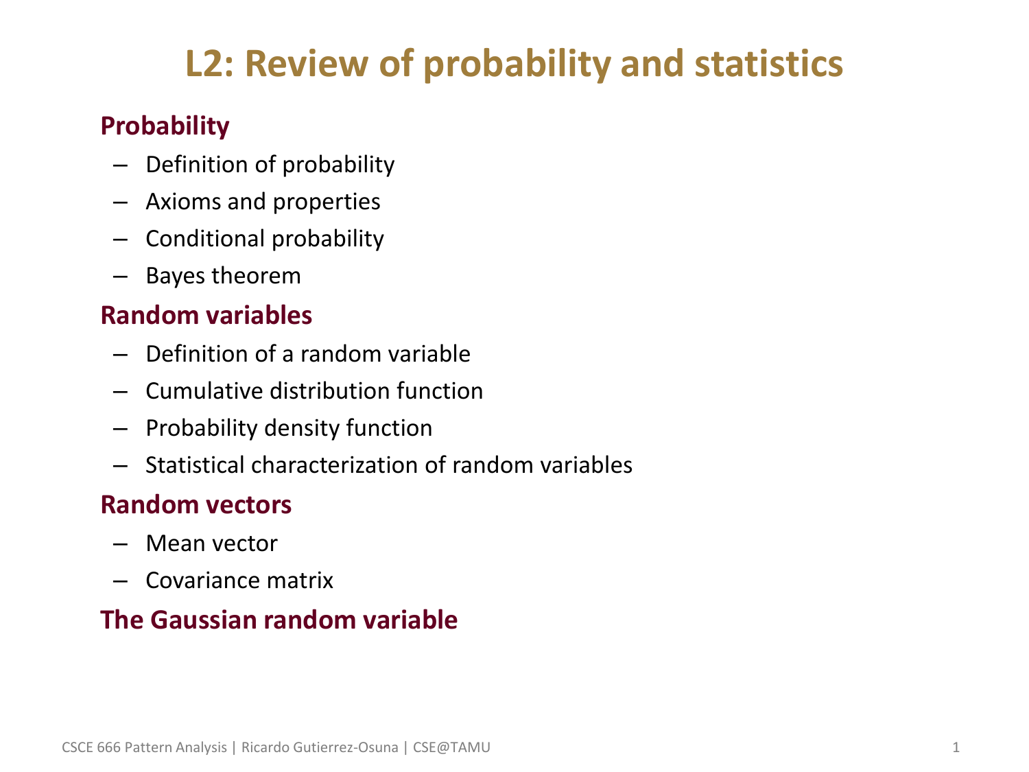# L2: Review of probability and statistics

## Probability

- Definition of probability
- Axioms and properties
- Conditional probability
- Bayes theorem

## Random variables

- Definition of a random variable
- Cumulative distribution function
- Probability density function
- Statistical characterization of random variables

## Random vectors

- Mean vector
- Covariance matrix

## The Gaussian random variable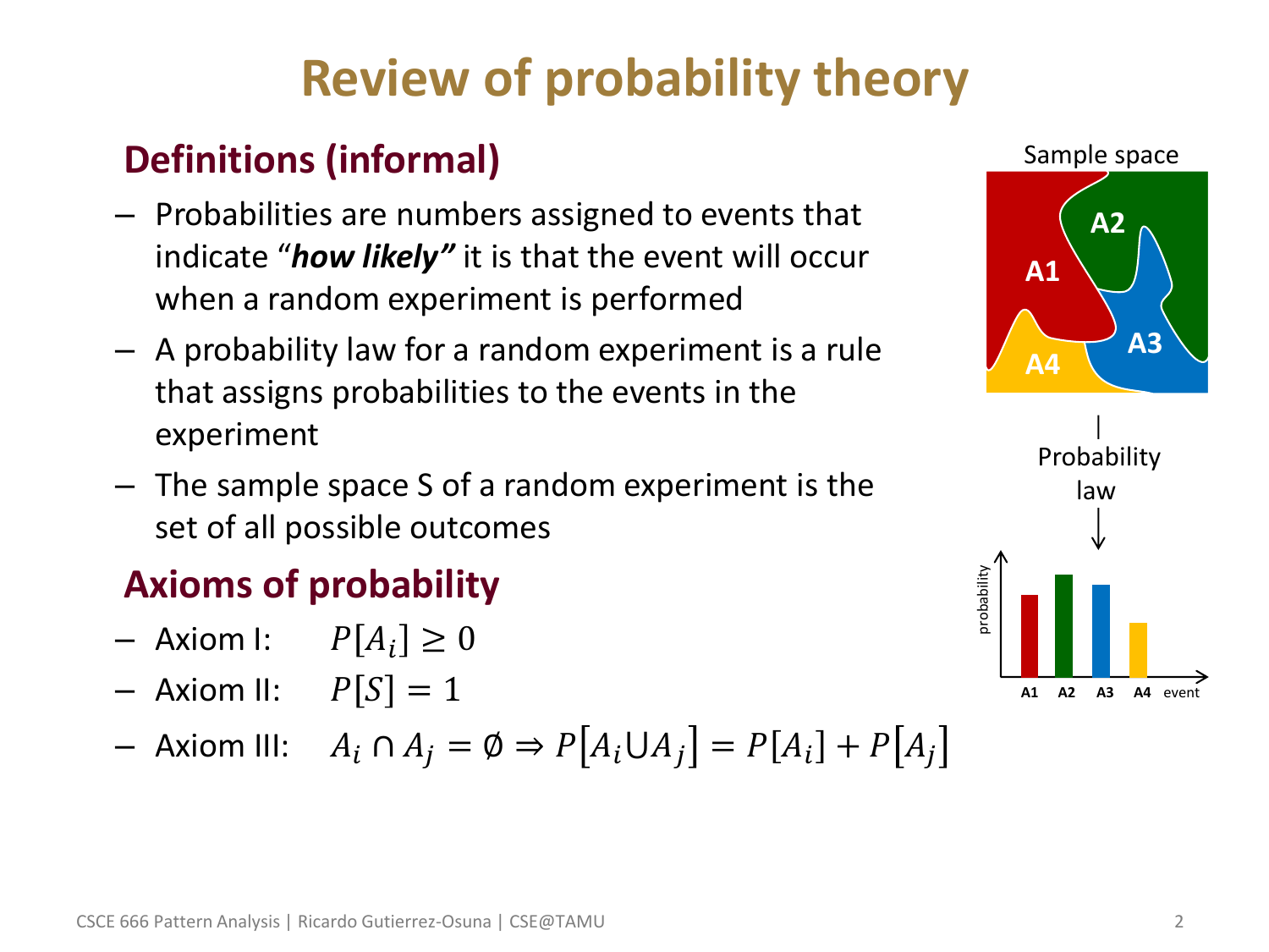# Review of probability theory

## Definitions (informal)

- Probabilities are numbers assigned to events that indicate "***how likely***" it is that the event will occur when a random experiment is performed
- A probability law for a random experiment is a rule that assigns probabilities to the events in the experiment
- The sample space S of a random experiment is the set of all possible outcomes

## Axioms of probability

- Axiom I: $P[A_i] \geq 0$
- Axiom II: $P[S] = 1$
- Axiom III: $A_i \cap A_j = \emptyset \Rightarrow P[A_i \cup A_j] = P[A_i] + P[A_j]$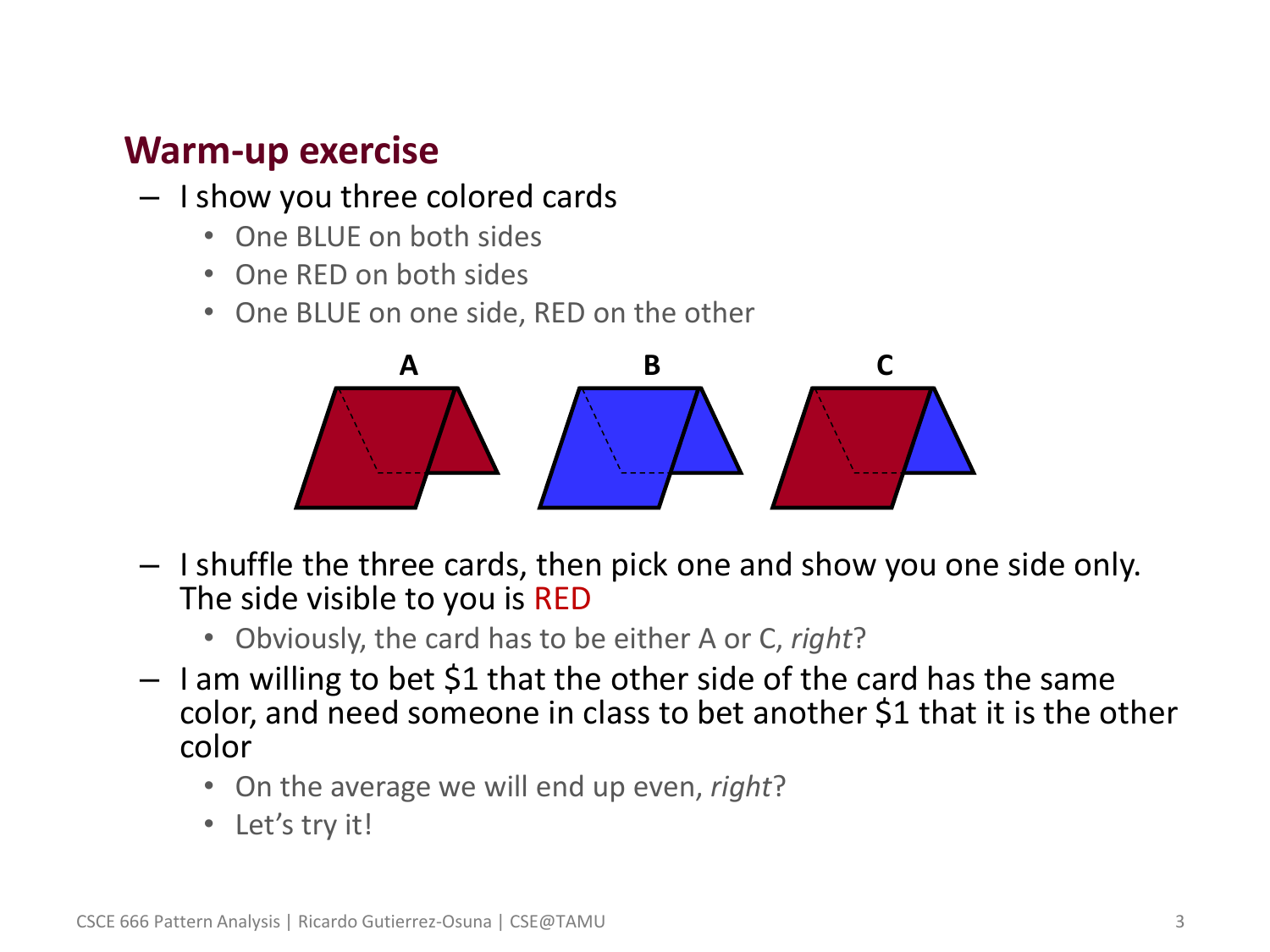## Warm-up exercise

- I show you three colored cards
  - One BLUE on both sides
  - One RED on both sides
  - One BLUE on one side, RED on the other

A B C

- I shuffle the three cards, then pick one and show you one side only. The side visible to you is RED
  - Obviously, the card has to be either A or C, *right*?
- I am willing to bet $1 that the other side of the card has the same color, and need someone in class to bet another $1 that it is the other color
  - On the average we will end up even, *right*?
  - Let's try it!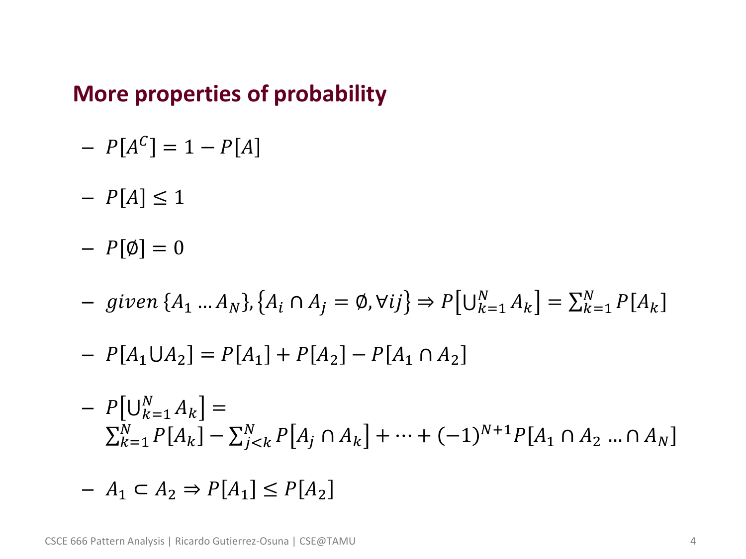## More properties of probability

- $P[A^C] = 1 - P[A]$
- $P[A] \leq 1$
- $P[\emptyset] = 0$
- $given\ \{A_1 \ldots A_N\}, \{A_i \cap A_j = \emptyset, \forall ij\} \Rightarrow P\left[\bigcup_{k=1}^{N} A_k\right] = \sum_{k=1}^{N} P[A_k]$
- $P[A_1 \cup A_2] = P[A_1] + P[A_2] - P[A_1 \cap A_2]$
- $P\left[\bigcup_{k=1}^{N} A_k\right] =$
  $\sum_{k=1}^{N} P[A_k] - \sum_{j<k}^{N} P\left[A_j \cap A_k\right] + \cdots + (-1)^{N+1} P[A_1 \cap A_2 \ldots \cap A_N]$
- $A_1 \subset A_2 \Rightarrow P[A_1] \leq P[A_2]$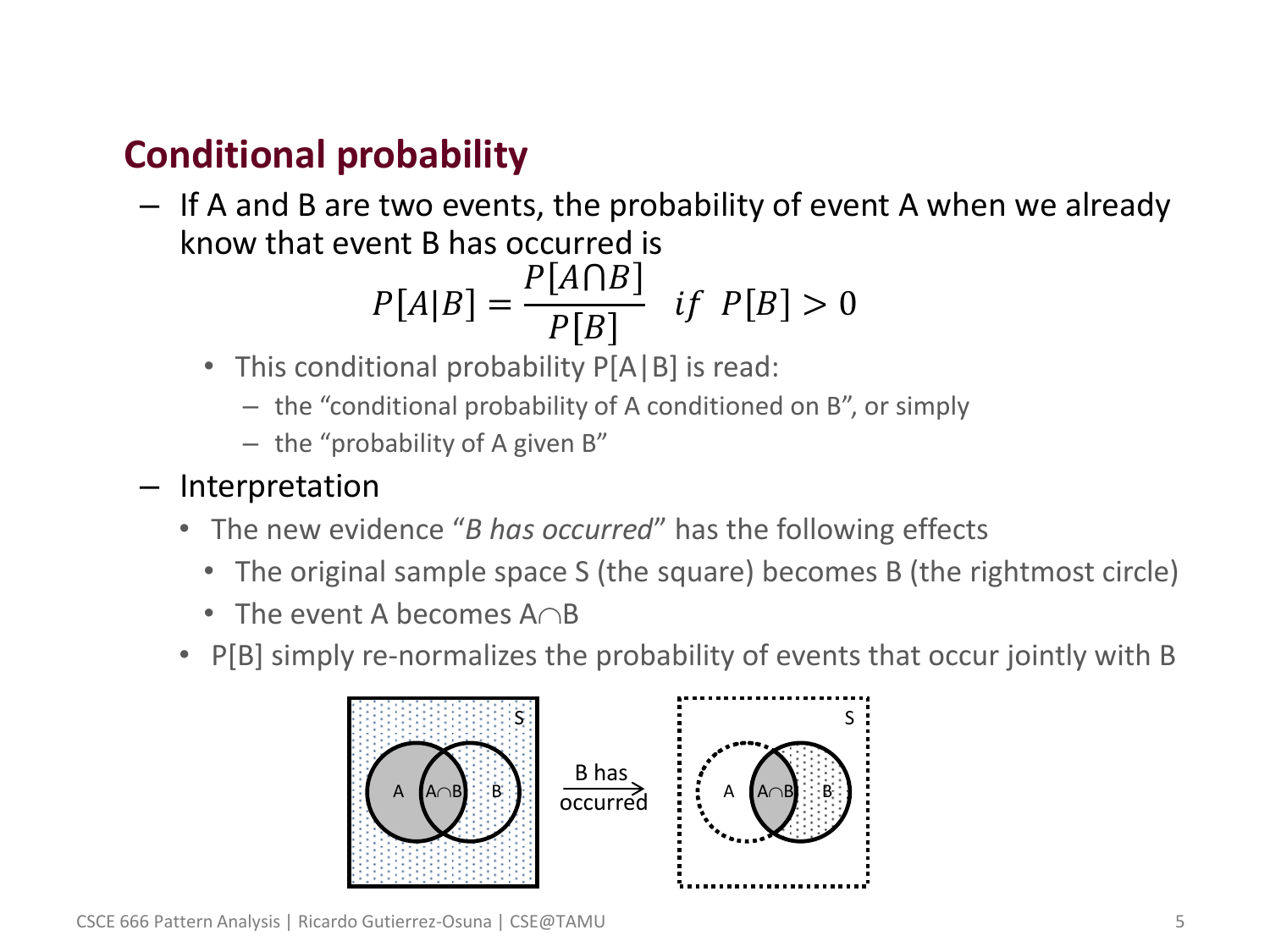## Conditional probability

- If A and B are two events, the probability of event A when we already know that event B has occurred is

$$P[A|B] = \frac{P[A \cap B]}{P[B]} \quad if \;\; P[B] > 0$$

  - This conditional probability P[A|B] is read:
    - the "conditional probability of A conditioned on B", or simply
    - the "probability of A given B"

- Interpretation
  - The new evidence "*B has occurred*" has the following effects
    - The original sample space S (the square) becomes B (the rightmost circle)
    - The event A becomes $A \cap B$
  - P[B] simply re-normalizes the probability of events that occur jointly with B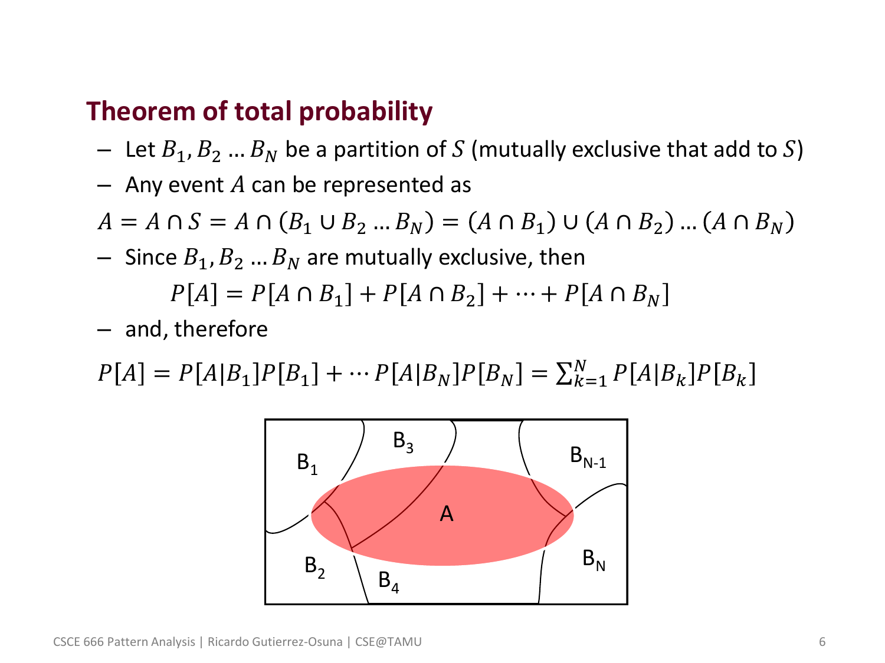## Theorem of total probability

- Let $B_1, B_2 \ldots B_N$ be a partition of $S$ (mutually exclusive that add to $S$)
- Any event $A$ can be represented as

$$A = A \cap S = A \cap (B_1 \cup B_2 \ldots B_N) = (A \cap B_1) \cup (A \cap B_2) \ldots (A \cap B_N)$$

- Since $B_1, B_2 \ldots B_N$ are mutually exclusive, then

$$P[A] = P[A \cap B_1] + P[A \cap B_2] + \cdots + P[A \cap B_N]$$

- and, therefore

$$P[A] = P[A|B_1]P[B_1] + \cdots P[A|B_N]P[B_N] = \sum_{k=1}^{N} P[A|B_k]P[B_k]$$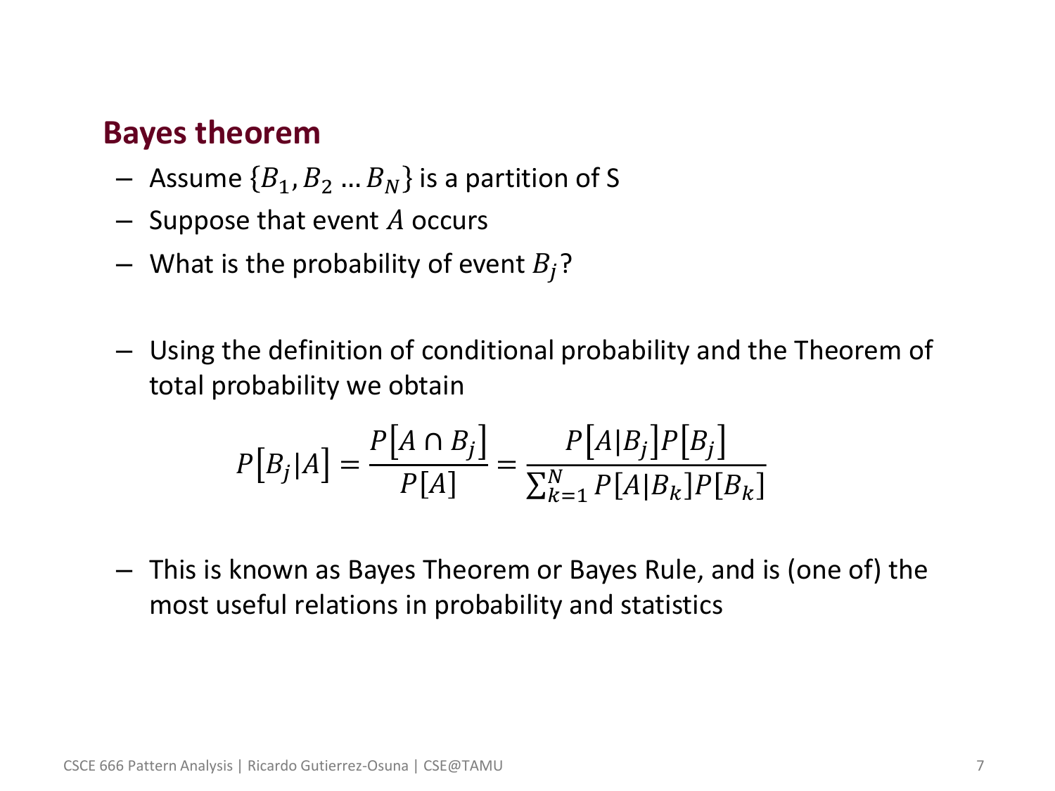## Bayes theorem

- Assume $\{B_1, B_2 \dots B_N\}$ is a partition of S
- Suppose that event $A$ occurs
- What is the probability of event $B_j$?

- Using the definition of conditional probability and the Theorem of total probability we obtain

$$P[B_j|A] = \frac{P[A \cap B_j]}{P[A]} = \frac{P[A|B_j]P[B_j]}{\sum_{k=1}^{N} P[A|B_k]P[B_k]}$$

- This is known as Bayes Theorem or Bayes Rule, and is (one of) the most useful relations in probability and statistics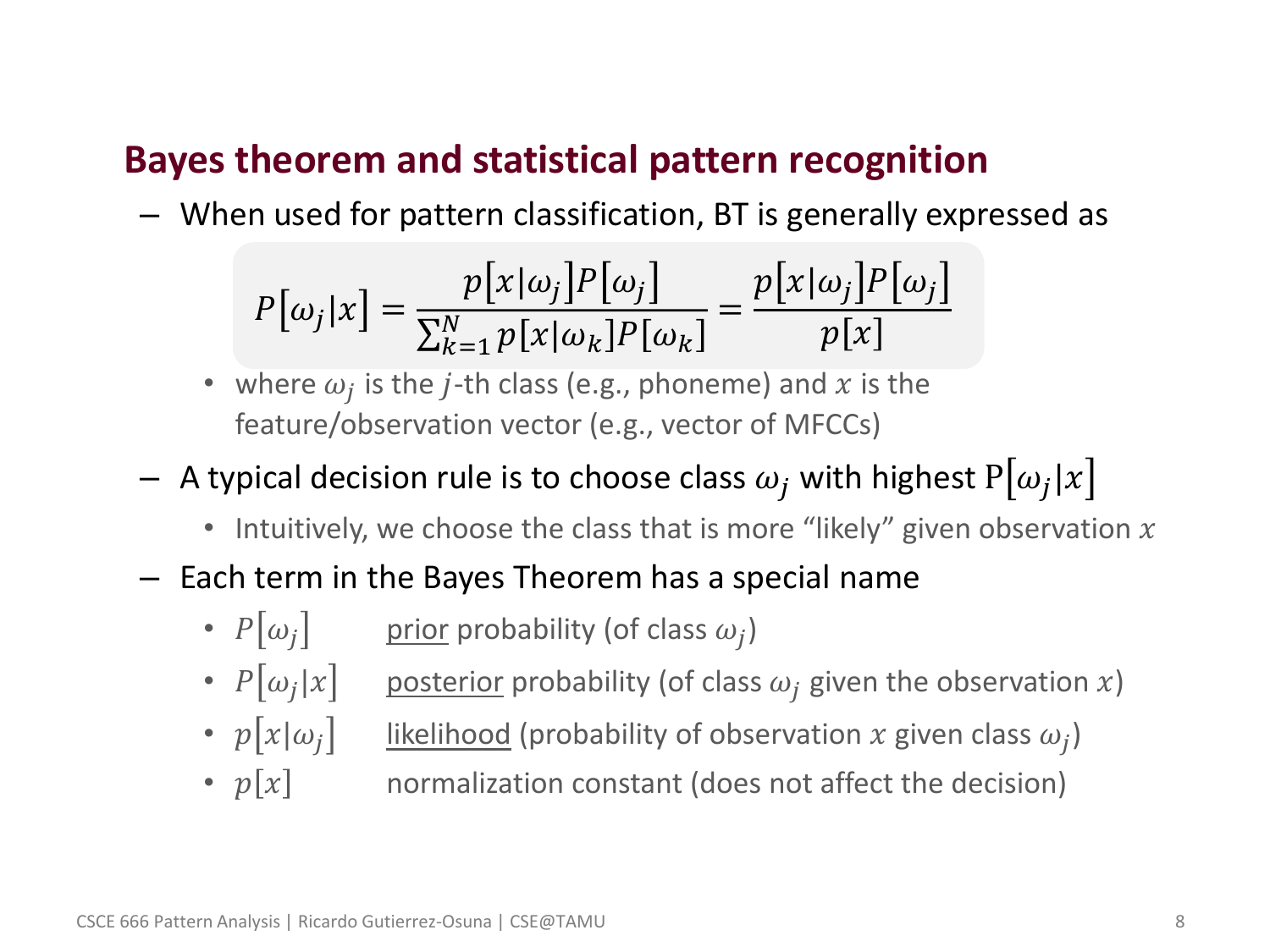## Bayes theorem and statistical pattern recognition

- When used for pattern classification, BT is generally expressed as

$$P[\omega_j|x] = \frac{p[x|\omega_j]P[\omega_j]}{\sum_{k=1}^{N} p[x|\omega_k]P[\omega_k]} = \frac{p[x|\omega_j]P[\omega_j]}{p[x]}$$

  - where $\omega_j$ is the $j$-th class (e.g., phoneme) and $x$ is the feature/observation vector (e.g., vector of MFCCs)

- A typical decision rule is to choose class $\omega_j$ with highest $\mathrm{P}[\omega_j|x]$
  - Intuitively, we choose the class that is more "likely" given observation $x$

- Each term in the Bayes Theorem has a special name
  - $P[\omega_j]$ <u>prior</u> probability (of class $\omega_j$)
  - $P[\omega_j|x]$ <u>posterior</u> probability (of class $\omega_j$ given the observation $x$)
  - $p[x|\omega_j]$ <u>likelihood</u> (probability of observation $x$ given class $\omega_j$)
  - $p[x]$ normalization constant (does not affect the decision)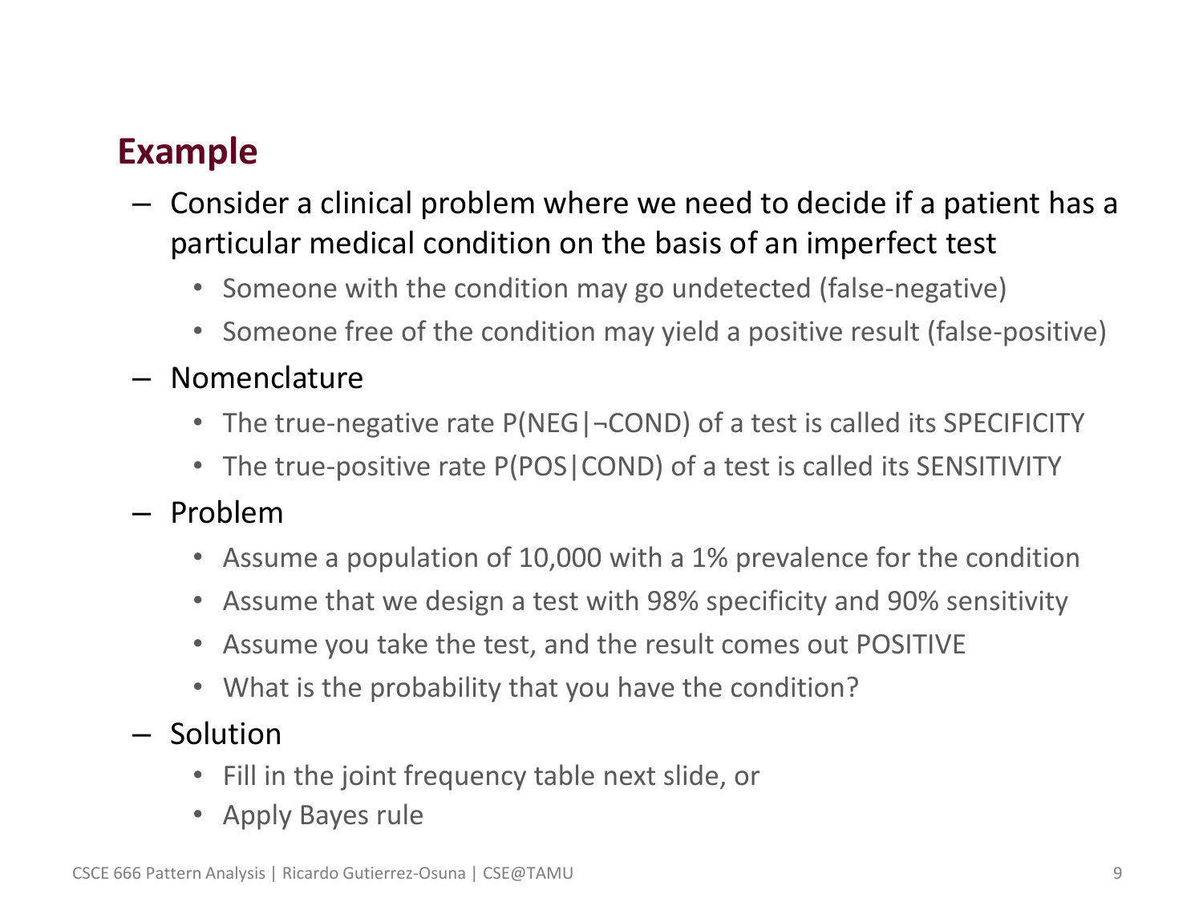## Example

- Consider a clinical problem where we need to decide if a patient has a particular medical condition on the basis of an imperfect test
  - Someone with the condition may go undetected (false-negative)
  - Someone free of the condition may yield a positive result (false-positive)
- Nomenclature
  - The true-negative rate $P(NEG|\neg COND)$ of a test is called its SPECIFICITY
  - The true-positive rate $P(POS|COND)$ of a test is called its SENSITIVITY
- Problem
  - Assume a population of 10,000 with a 1% prevalence for the condition
  - Assume that we design a test with 98% specificity and 90% sensitivity
  - Assume you take the test, and the result comes out POSITIVE
  - What is the probability that you have the condition?
- Solution
  - Fill in the joint frequency table next slide, or
  - Apply Bayes rule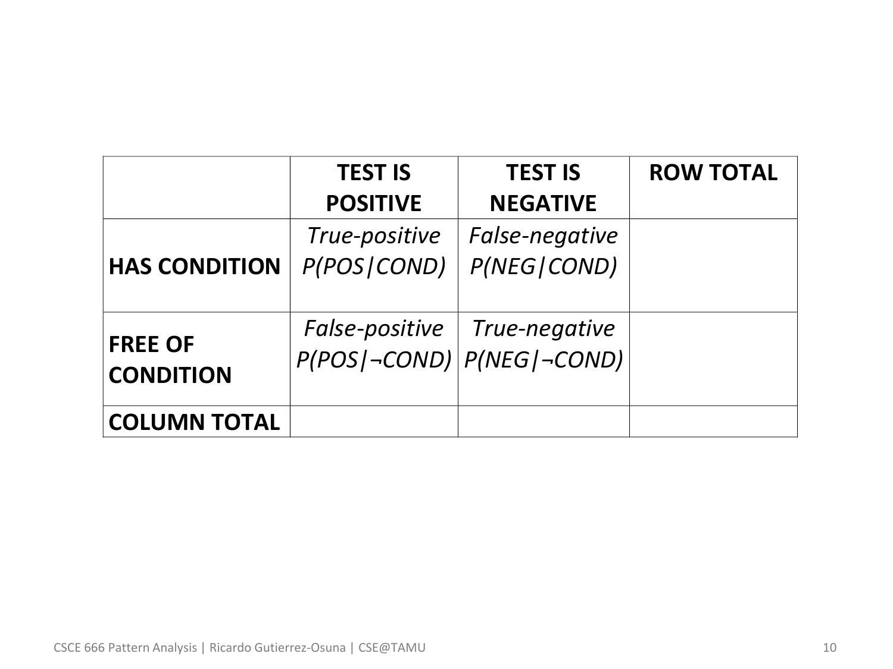| | **TEST IS POSITIVE** | **TEST IS NEGATIVE** | **ROW TOTAL** |
|---|---|---|---|
| **HAS CONDITION** | *True-positive* *P(POS\|COND)* | *False-negative* *P(NEG\|COND)* | |
| **FREE OF CONDITION** | *False-positive* *P(POS\|¬COND)* | *True-negative* *P(NEG\|¬COND)* | |
| **COLUMN TOTAL** | | | |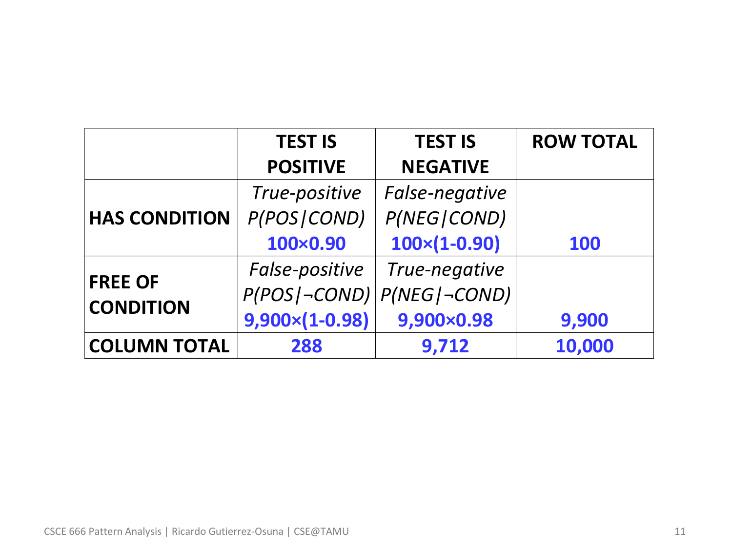| | TEST IS POSITIVE | TEST IS NEGATIVE | ROW TOTAL |
|---|---|---|---|
| **HAS CONDITION** | *True-positive* *P(POS\|COND)* **100×0.90** | *False-negative* *P(NEG\|COND)* **100×(1-0.90)** | **100** |
| **FREE OF CONDITION** | *False-positive* *P(POS\|¬COND)* **9,900×(1-0.98)** | *True-negative* *P(NEG\|¬COND)* **9,900×0.98** | **9,900** |
| **COLUMN TOTAL** | **288** | **9,712** | **10,000** |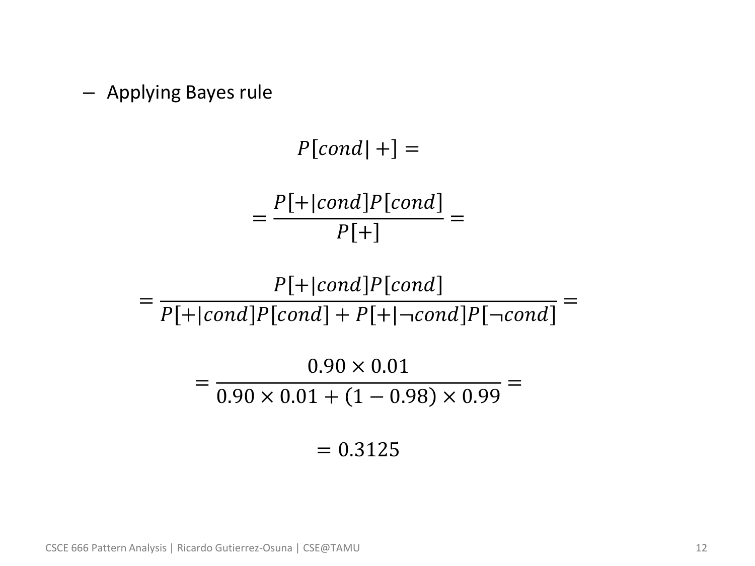- Applying Bayes rule

$$P[cond|+] =$$

$$= \frac{P[+|cond]P[cond]}{P[+]} =$$

$$= \frac{P[+|cond]P[cond]}{P[+|cond]P[cond] + P[+|\neg cond]P[\neg cond]} =$$

$$= \frac{0.90 \times 0.01}{0.90 \times 0.01 + (1 - 0.98) \times 0.99} =$$

$$= 0.3125$$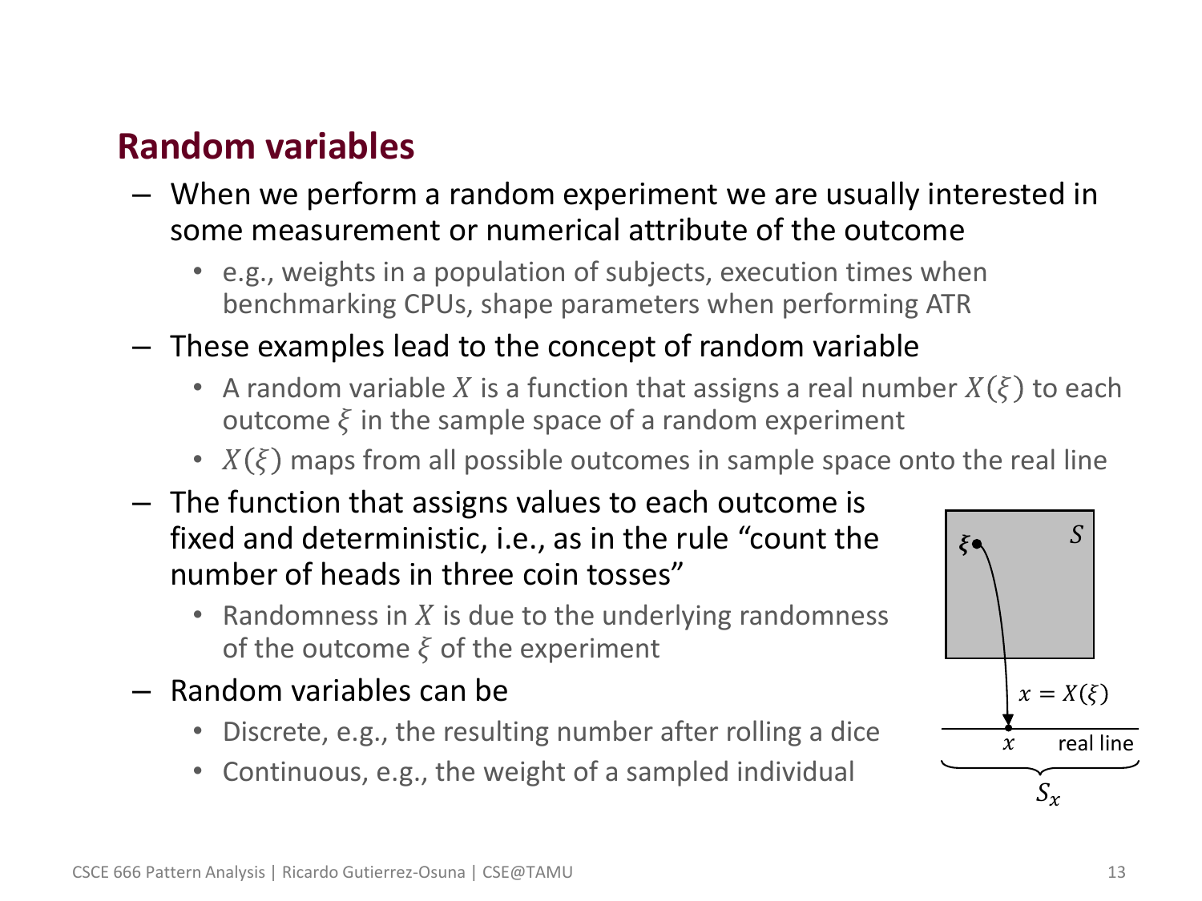## Random variables

- When we perform a random experiment we are usually interested in some measurement or numerical attribute of the outcome
  - e.g., weights in a population of subjects, execution times when benchmarking CPUs, shape parameters when performing ATR
- These examples lead to the concept of random variable
  - A random variable $X$ is a function that assigns a real number $X(\xi)$ to each outcome $\xi$ in the sample space of a random experiment
  - $X(\xi)$ maps from all possible outcomes in sample space onto the real line
- The function that assigns values to each outcome is fixed and deterministic, i.e., as in the rule "count the number of heads in three coin tosses"
  - Randomness in $X$ is due to the underlying randomness of the outcome $\xi$ of the experiment
- Random variables can be
  - Discrete, e.g., the resulting number after rolling a dice
  - Continuous, e.g., the weight of a sampled individual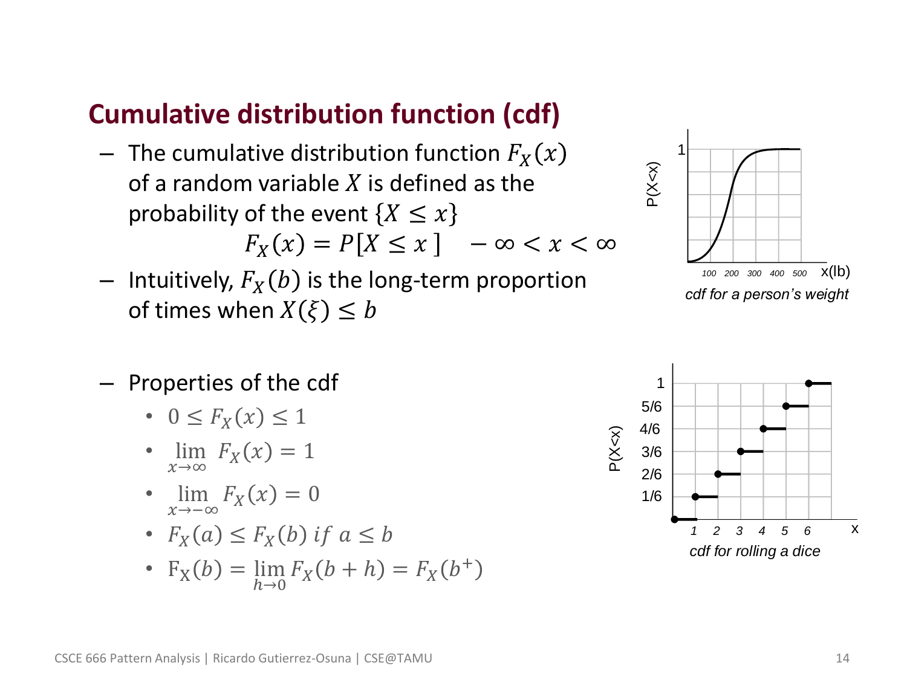## Cumulative distribution function (cdf)

- The cumulative distribution function $F_X(x)$ of a random variable $X$ is defined as the probability of the event $\{X \le x\}$

$$F_X(x) = P[X \le x] \quad -\infty < x < \infty$$

- Intuitively, $F_X(b)$ is the long-term proportion of times when $X(\xi) \le b$

cdf for a person's weight

- Properties of the cdf
  - $0 \le F_X(x) \le 1$
  - $\lim_{x \to \infty} F_X(x) = 1$
  - $\lim_{x \to -\infty} F_X(x) = 0$
  - $F_X(a) \le F_X(b) \; if \; a \le b$
  - $F_X(b) = \lim_{h \to 0} F_X(b+h) = F_X(b^+)$

cdf for rolling a dice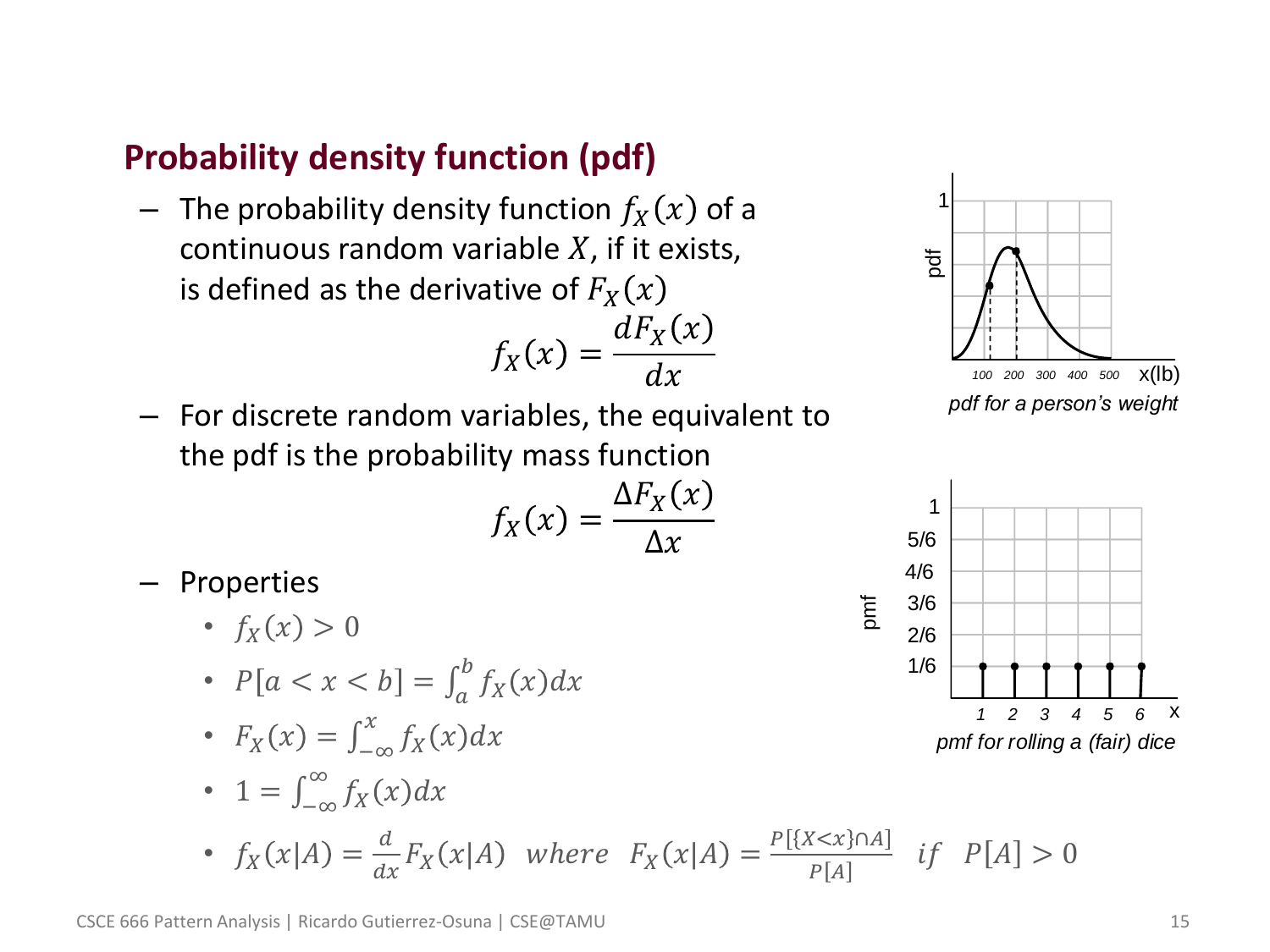## Probability density function (pdf)

- The probability density function $f_X(x)$ of a continuous random variable $X$, if it exists, is defined as the derivative of $F_X(x)$

$$f_X(x) = \frac{dF_X(x)}{dx}$$

- For discrete random variables, the equivalent to the pdf is the probability mass function

$$f_X(x) = \frac{\Delta F_X(x)}{\Delta x}$$

- Properties
  - $f_X(x) > 0$
  - $P[a < x < b] = \int_a^b f_X(x)dx$
  - $F_X(x) = \int_{-\infty}^{x} f_X(x)dx$
  - $1 = \int_{-\infty}^{\infty} f_X(x)dx$
  - $f_X(x|A) = \frac{d}{dx} F_X(x|A) \quad where \quad F_X(x|A) = \frac{P[\{X<x\} \cap A]}{P[A]} \quad if \quad P[A] > 0$

*pdf for a person's weight*

*pmf for rolling a (fair) dice*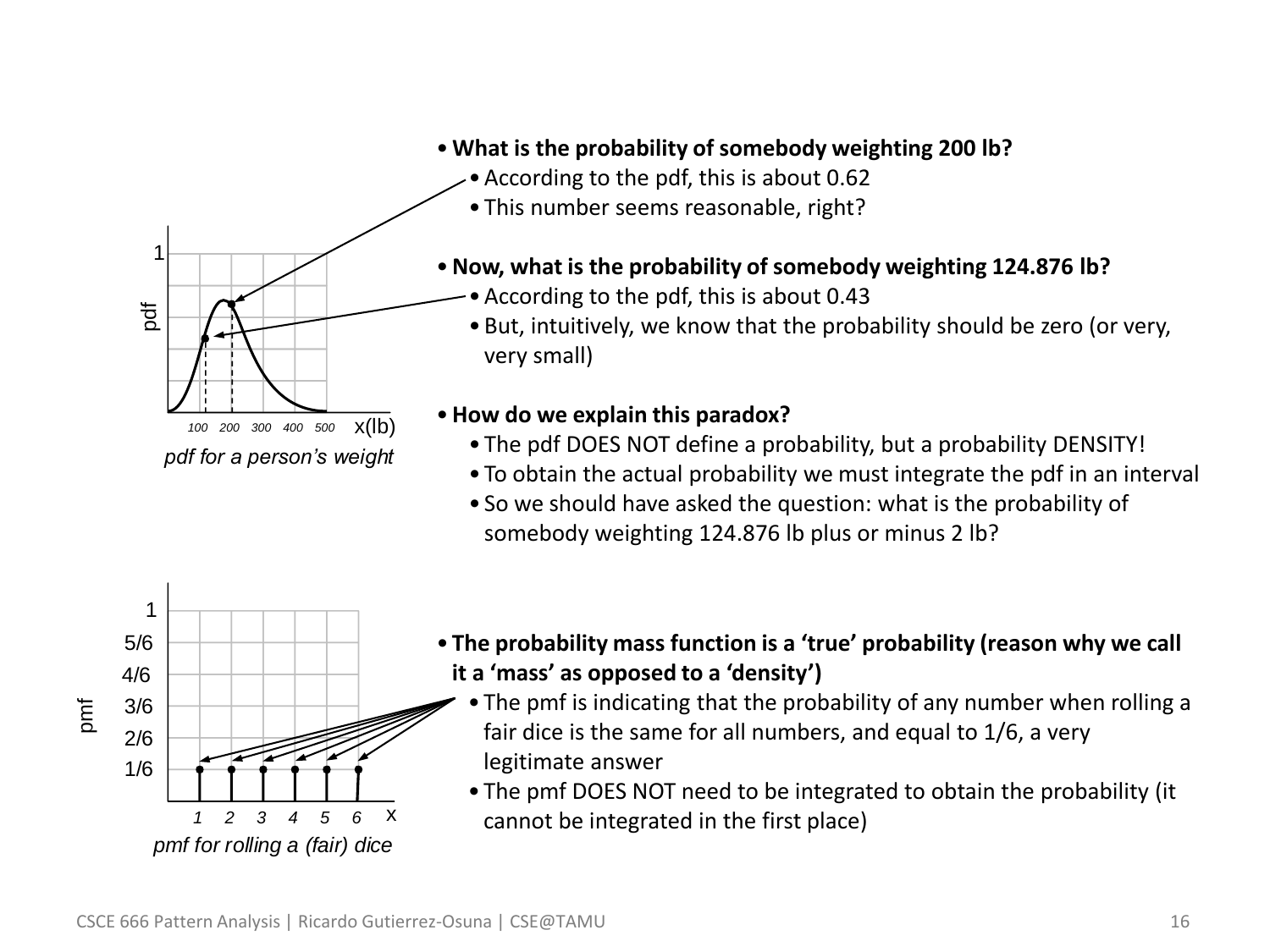- **What is the probability of somebody weighting 200 lb?**
  - According to the pdf, this is about 0.62
  - This number seems reasonable, right?

- **Now, what is the probability of somebody weighting 124.876 lb?**
  - According to the pdf, this is about 0.43
  - But, intuitively, we know that the probability should be zero (or very, very small)

- **How do we explain this paradox?**
  - The pdf DOES NOT define a probability, but a probability DENSITY!
  - To obtain the actual probability we must integrate the pdf in an interval
  - So we should have asked the question: what is the probability of somebody weighting 124.876 lb plus or minus 2 lb?

*pdf for a person's weight*

- **The probability mass function is a 'true' probability (reason why we call it a 'mass' as opposed to a 'density')**
  - The pmf is indicating that the probability of any number when rolling a fair dice is the same for all numbers, and equal to 1/6, a very legitimate answer
  - The pmf DOES NOT need to be integrated to obtain the probability (it cannot be integrated in the first place)

*pmf for rolling a (fair) dice*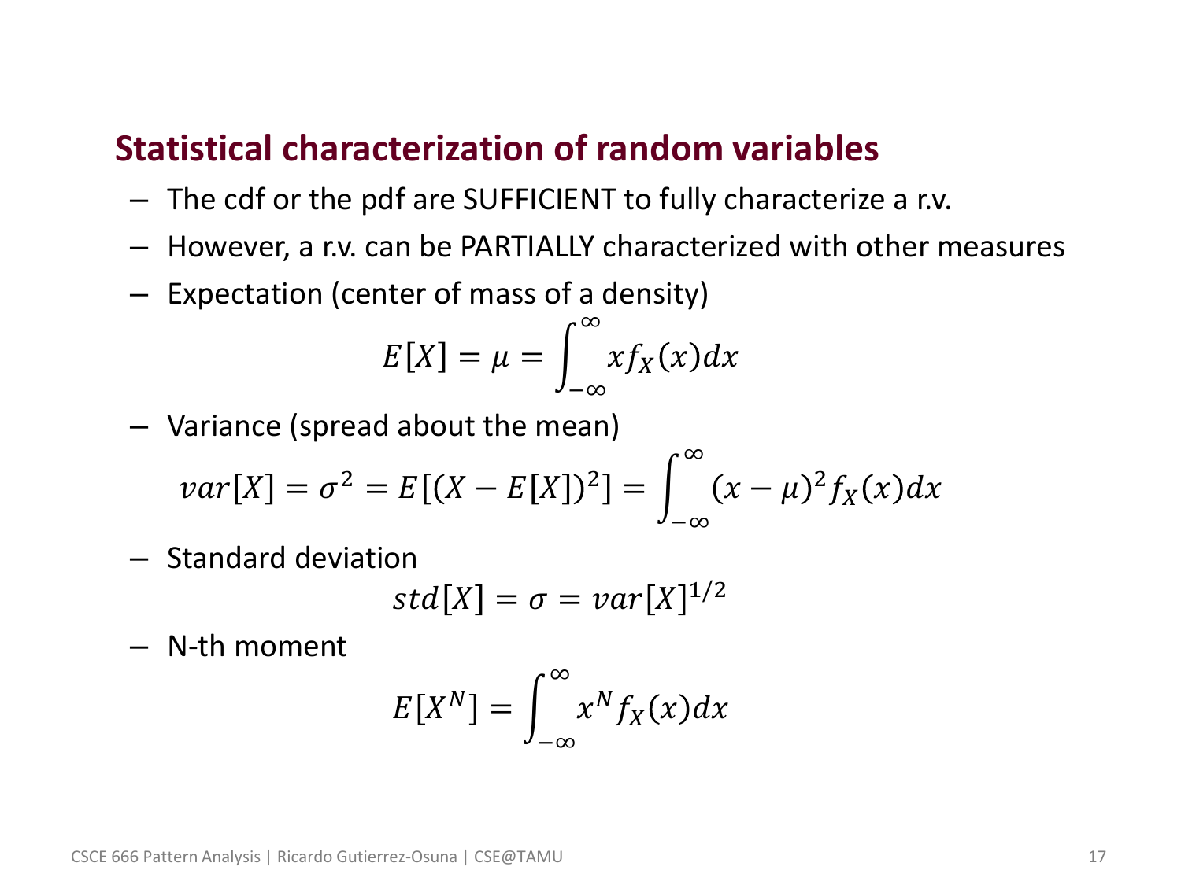## Statistical characterization of random variables

- The cdf or the pdf are SUFFICIENT to fully characterize a r.v.
- However, a r.v. can be PARTIALLY characterized with other measures
- Expectation (center of mass of a density)

$$E[X] = \mu = \int_{-\infty}^{\infty} x f_X(x) dx$$

- Variance (spread about the mean)

$$var[X] = \sigma^2 = E[(X - E[X])^2] = \int_{-\infty}^{\infty} (x - \mu)^2 f_X(x) dx$$

- Standard deviation

$$std[X] = \sigma = var[X]^{1/2}$$

- N-th moment

$$E[X^N] = \int_{-\infty}^{\infty} x^N f_X(x) dx$$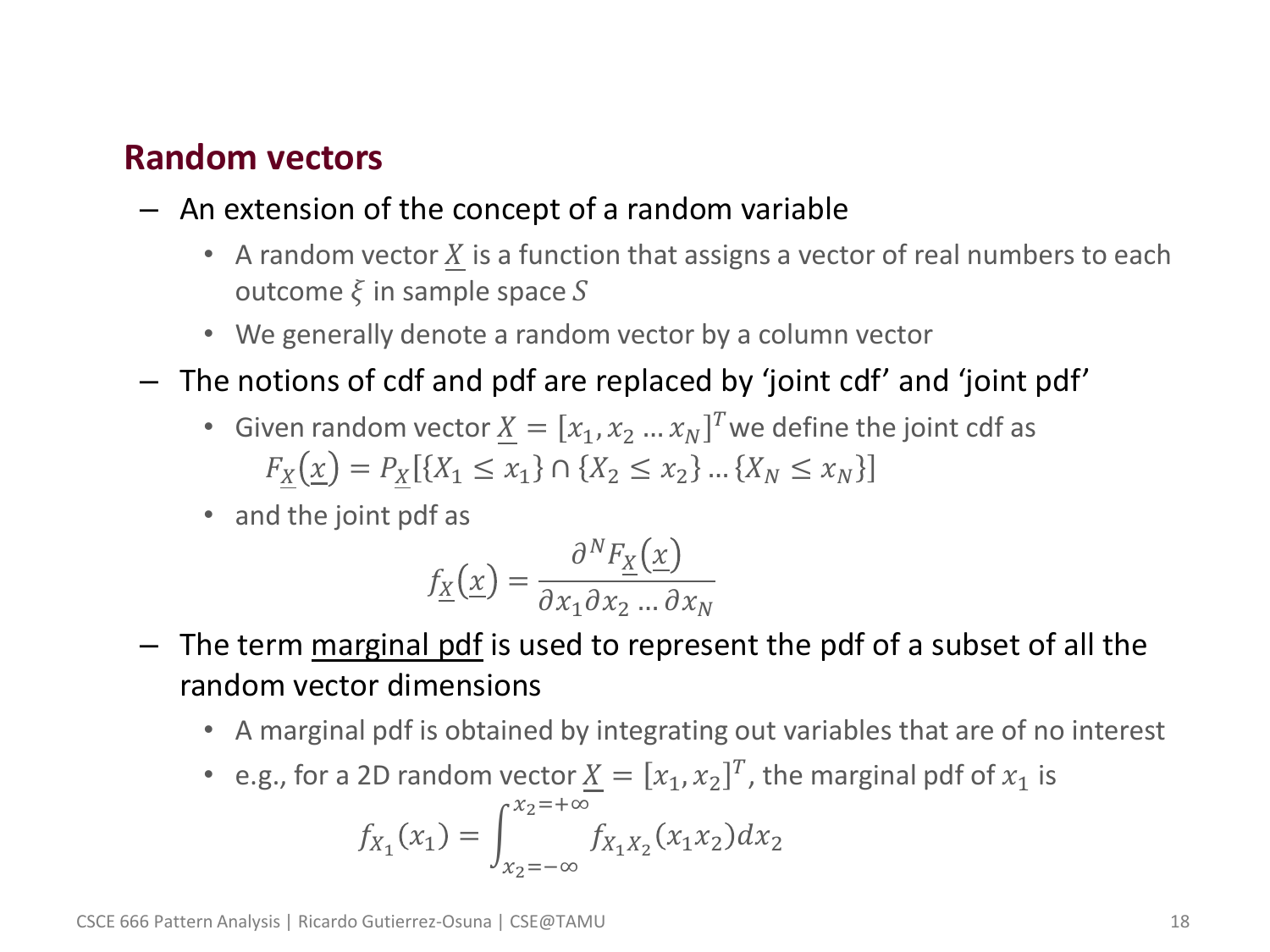## Random vectors

- An extension of the concept of a random variable
  - A random vector $\underline{X}$ is a function that assigns a vector of real numbers to each outcome $\xi$ in sample space $S$
  - We generally denote a random vector by a column vector
- The notions of cdf and pdf are replaced by 'joint cdf' and 'joint pdf'
  - Given random vector $\underline{X} = [x_1, x_2 \ldots x_N]^T$ we define the joint cdf as $F_{\underline{X}}(\underline{x}) = P_{\underline{X}}[\{X_1 \leq x_1\} \cap \{X_2 \leq x_2\} \ldots \{X_N \leq x_N\}]$
  - and the joint pdf as

$$f_{\underline{X}}(\underline{x}) = \frac{\partial^N F_{\underline{X}}(\underline{x})}{\partial x_1 \partial x_2 \ldots \partial x_N}$$

- The term <u>marginal pdf</u> is used to represent the pdf of a subset of all the random vector dimensions
  - A marginal pdf is obtained by integrating out variables that are of no interest
  - e.g., for a 2D random vector $\underline{X} = [x_1, x_2]^T$, the marginal pdf of $x_1$ is

$$f_{X_1}(x_1) = \int_{x_2=-\infty}^{x_2=+\infty} f_{X_1 X_2}(x_1 x_2) dx_2$$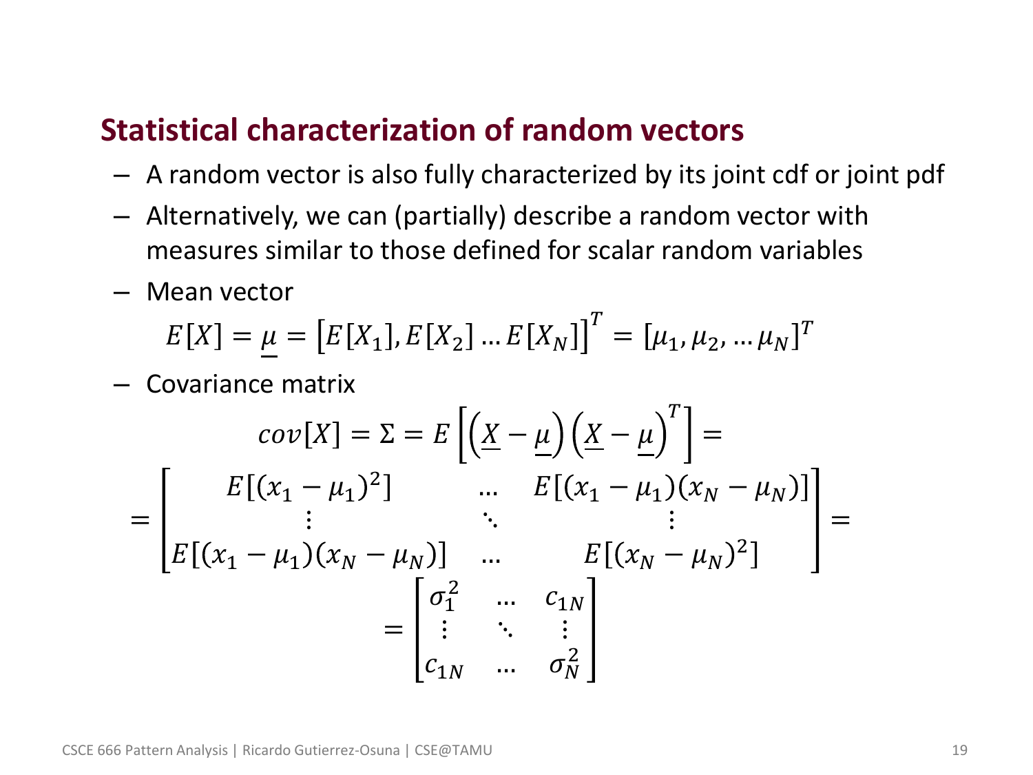## Statistical characterization of random vectors

- A random vector is also fully characterized by its joint cdf or joint pdf
- Alternatively, we can (partially) describe a random vector with measures similar to those defined for scalar random variables
- Mean vector

$$E[X] = \underline{\mu} = \left[E[X_1], E[X_2] \ldots E[X_N]\right]^T = [\mu_1, \mu_2, \ldots \mu_N]^T$$

- Covariance matrix

$$cov[X] = \Sigma = E\left[\left(\underline{X} - \underline{\mu}\right)\left(\underline{X} - \underline{\mu}\right)^T\right] =$$

$$= \begin{bmatrix} E[(x_1 - \mu_1)^2] & \ldots & E[(x_1 - \mu_1)(x_N - \mu_N)] \\ \vdots & \ddots & \vdots \\ E[(x_1 - \mu_1)(x_N - \mu_N)] & \ldots & E[(x_N - \mu_N)^2] \end{bmatrix} =$$

$$= \begin{bmatrix} \sigma_1^2 & \ldots & c_{1N} \\ \vdots & \ddots & \vdots \\ c_{1N} & \ldots & \sigma_N^2 \end{bmatrix}$$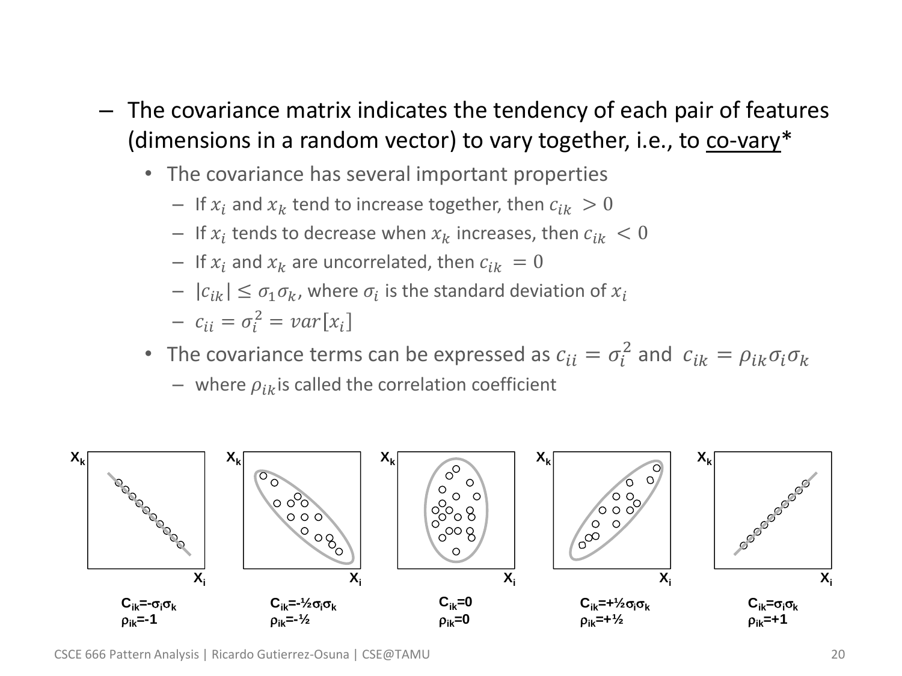- The covariance matrix indicates the tendency of each pair of features (dimensions in a random vector) to vary together, i.e., to co-vary*
  - The covariance has several important properties
    - If $x_i$ and $x_k$ tend to increase together, then $c_{ik} > 0$
    - If $x_i$ tends to decrease when $x_k$ increases, then $c_{ik} < 0$
    - If $x_i$ and $x_k$ are uncorrelated, then $c_{ik} = 0$
    - $|c_{ik}| \leq \sigma_1 \sigma_k$, where $\sigma_i$ is the standard deviation of $x_i$
    - $c_{ii} = \sigma_i^2 = var[x_i]$
  - The covariance terms can be expressed as $c_{ii} = \sigma_i^2$ and $c_{ik} = \rho_{ik} \sigma_i \sigma_k$
    - where $\rho_{ik}$ is called the correlation coefficient

$C_{ik} = -\sigma_i \sigma_k$, $\rho_{ik} = -1$

$C_{ik} = -\frac{1}{2} \sigma_i \sigma_k$, $\rho_{ik} = -\frac{1}{2}$

$C_{ik} = 0$, $\rho_{ik} = 0$

$C_{ik} = +\frac{1}{2} \sigma_i \sigma_k$, $\rho_{ik} = +\frac{1}{2}$

$C_{ik} = \sigma_i \sigma_k$, $\rho_{ik} = +1$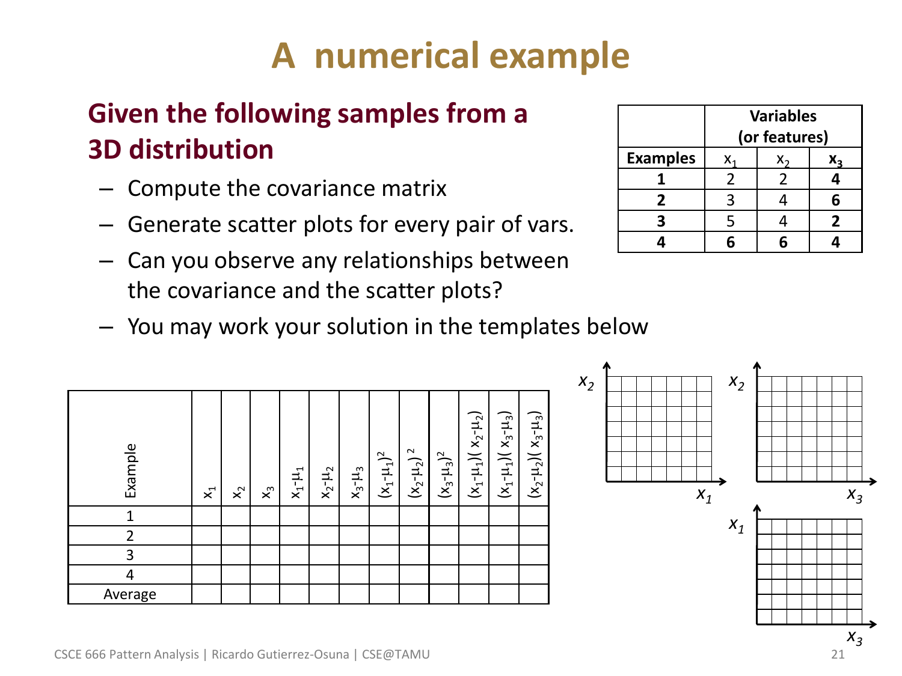# A numerical example

## Given the following samples from a 3D distribution

- Compute the covariance matrix
- Generate scatter plots for every pair of vars.
- Can you observe any relationships between the covariance and the scatter plots?
- You may work your solution in the templates below

| | Variables (or features) | | |
|---|---|---|---|
| **Examples** | $x_1$ | $x_2$ | $x_3$ |
| **1** | 2 | 2 | **4** |
| **2** | 3 | 4 | **6** |
| **3** | 5 | 4 | **2** |
| **4** | **6** | **6** | **4** |

| Example | $x_1$ | $x_2$ | $x_3$ | $x_1-\mu_1$ | $x_2-\mu_2$ | $x_3-\mu_3$ | $(x_1-\mu_1)^2$ | $(x_2-\mu_2)^2$ | $(x_3-\mu_3)^2$ | $(x_1-\mu_1)(x_2-\mu_2)$ | $(x_1-\mu_1)(x_3-\mu_3)$ | $(x_2-\mu_2)(x_3-\mu_3)$ |
|---|---|---|---|---|---|---|---|---|---|---|---|---|
| 1 | | | | | | | | | | | | |
| 2 | | | | | | | | | | | | |
| 3 | | | | | | | | | | | | |
| 4 | | | | | | | | | | | | |
| Average | | | | | | | | | | | | |

$x_2$ vs. $x_1$ | $x_2$ vs. $x_3$ | $x_1$ vs. $x_3$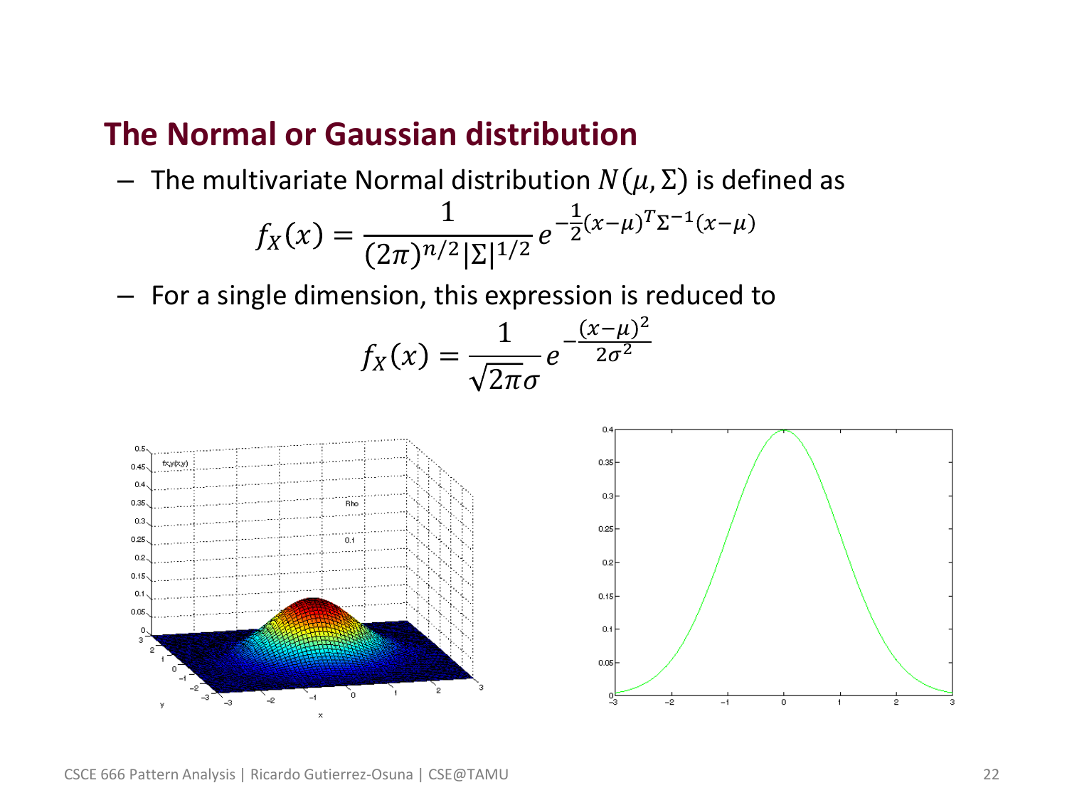## The Normal or Gaussian distribution

- The multivariate Normal distribution $N(\mu, \Sigma)$ is defined as

$$f_X(x) = \frac{1}{(2\pi)^{n/2}|\Sigma|^{1/2}} e^{-\frac{1}{2}(x-\mu)^T \Sigma^{-1}(x-\mu)}$$

- For a single dimension, this expression is reduced to

$$f_X(x) = \frac{1}{\sqrt{2\pi}\sigma} e^{-\frac{(x-\mu)^2}{2\sigma^2}}$$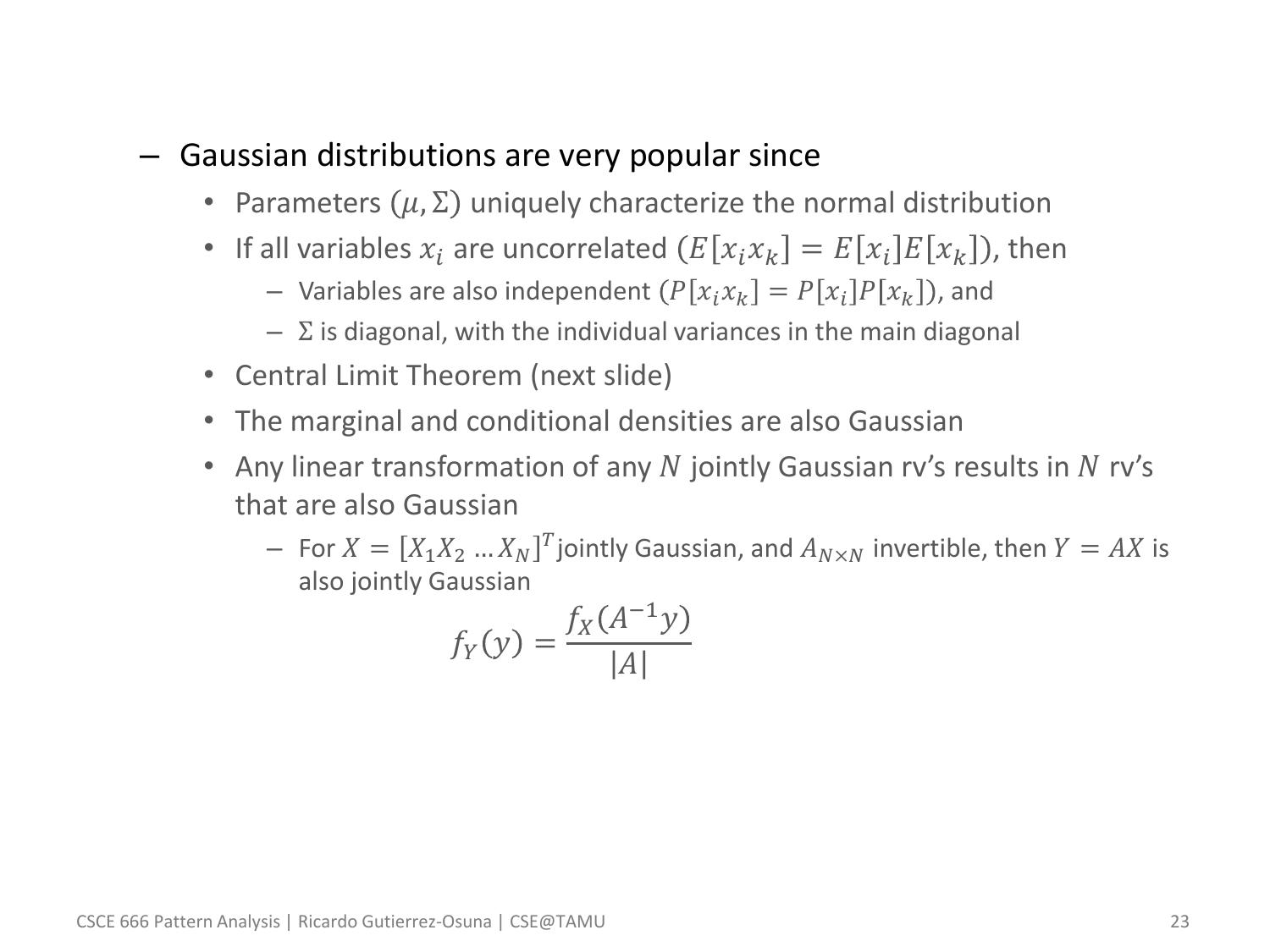- Gaussian distributions are very popular since
  - Parameters $(\mu, \Sigma)$ uniquely characterize the normal distribution
  - If all variables $x_i$ are uncorrelated $(E[x_i x_k] = E[x_i]E[x_k])$, then
    - Variables are also independent $(P[x_i x_k] = P[x_i]P[x_k])$, and
    - $\Sigma$ is diagonal, with the individual variances in the main diagonal
  - Central Limit Theorem (next slide)
  - The marginal and conditional densities are also Gaussian
  - Any linear transformation of any $N$ jointly Gaussian rv's results in $N$ rv's that are also Gaussian
    - For $X = [X_1 X_2 \dots X_N]^T$ jointly Gaussian, and $A_{N \times N}$ invertible, then $Y = AX$ is also jointly Gaussian

$$f_Y(y) = \frac{f_X(A^{-1}y)}{|A|}$$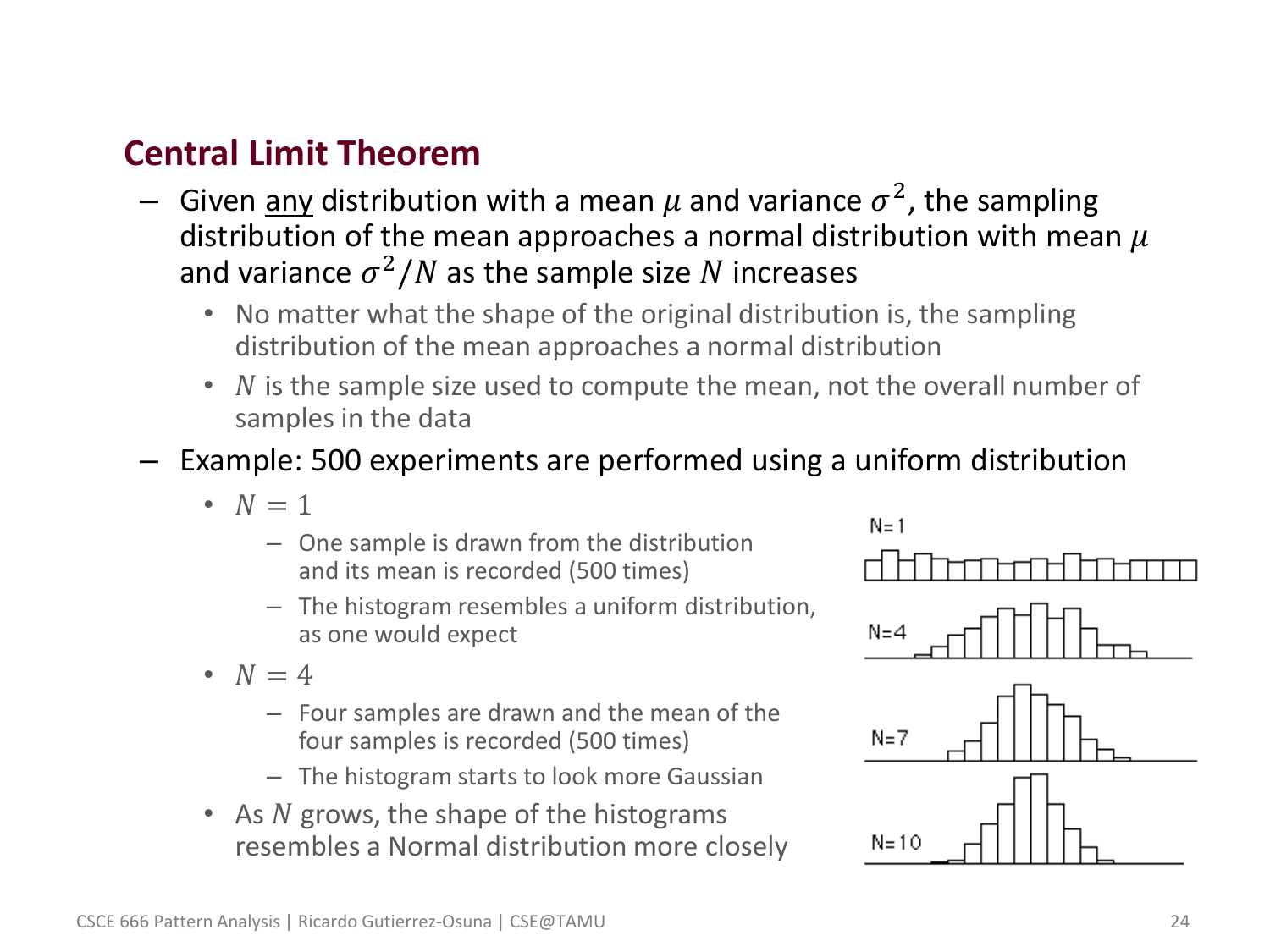## Central Limit Theorem

- Given <u>any</u> distribution with a mean $\mu$ and variance $\sigma^2$, the sampling distribution of the mean approaches a normal distribution with mean $\mu$ and variance $\sigma^2/N$ as the sample size $N$ increases
  - No matter what the shape of the original distribution is, the sampling distribution of the mean approaches a normal distribution
  - $N$ is the sample size used to compute the mean, not the overall number of samples in the data
- Example: 500 experiments are performed using a uniform distribution
  - $N = 1$
    - One sample is drawn from the distribution and its mean is recorded (500 times)
    - The histogram resembles a uniform distribution, as one would expect
  - $N = 4$
    - Four samples are drawn and the mean of the four samples is recorded (500 times)
    - The histogram starts to look more Gaussian
  - As $N$ grows, the shape of the histograms resembles a Normal distribution more closely

N=1

N=4

N=7

N=10